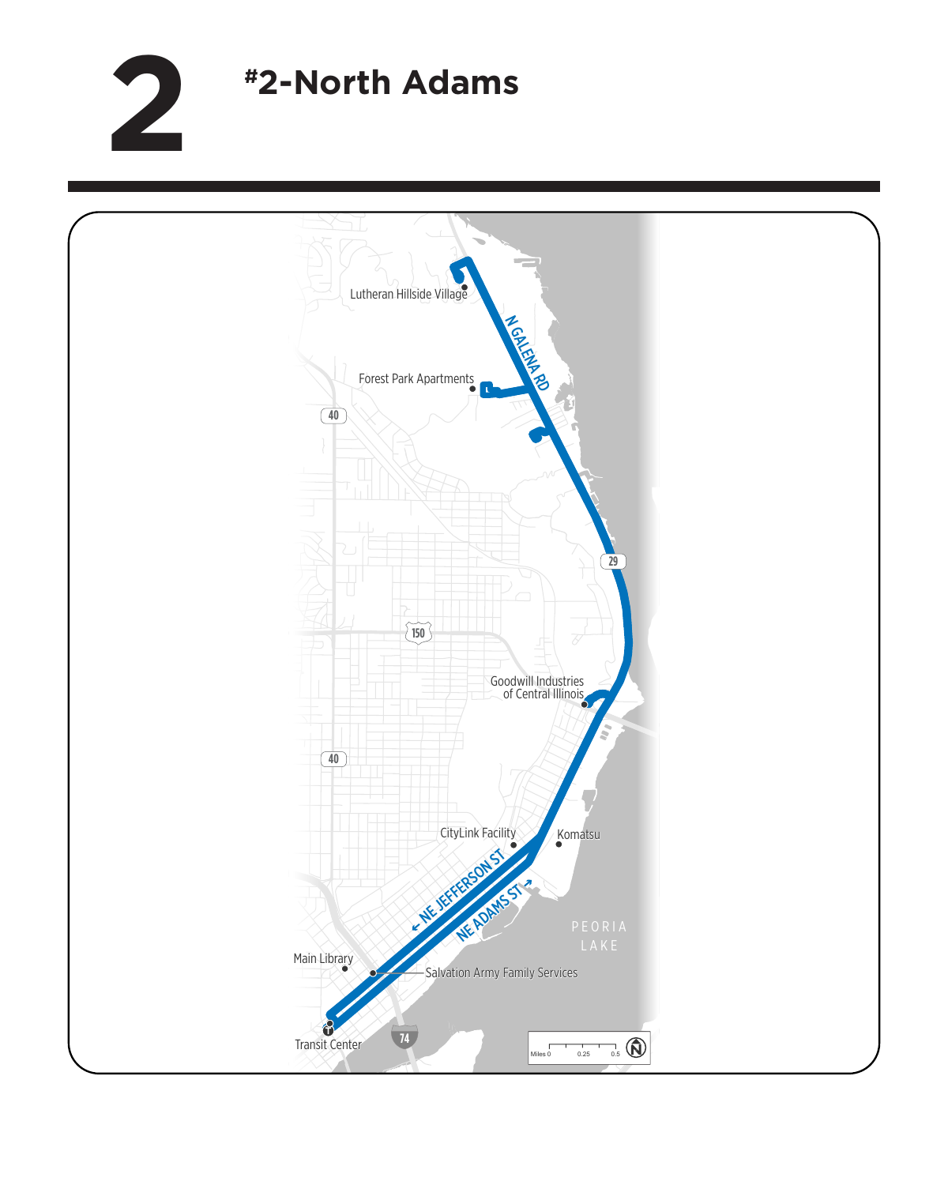# 2

## #2-North Adams

Lutheran Hillside Village

N GALENA RD

Forest Park Apartments

40

29

150

Goodwill Industries of Central Illinois

40

CityLink Facility

Komatsu

← NE JEFFERSON ST

NE ADAMS ST →

PEORIA LAKE

Main Library

Salvation Army Family Services

Transit Center

74

Miles 0 0.25 0.5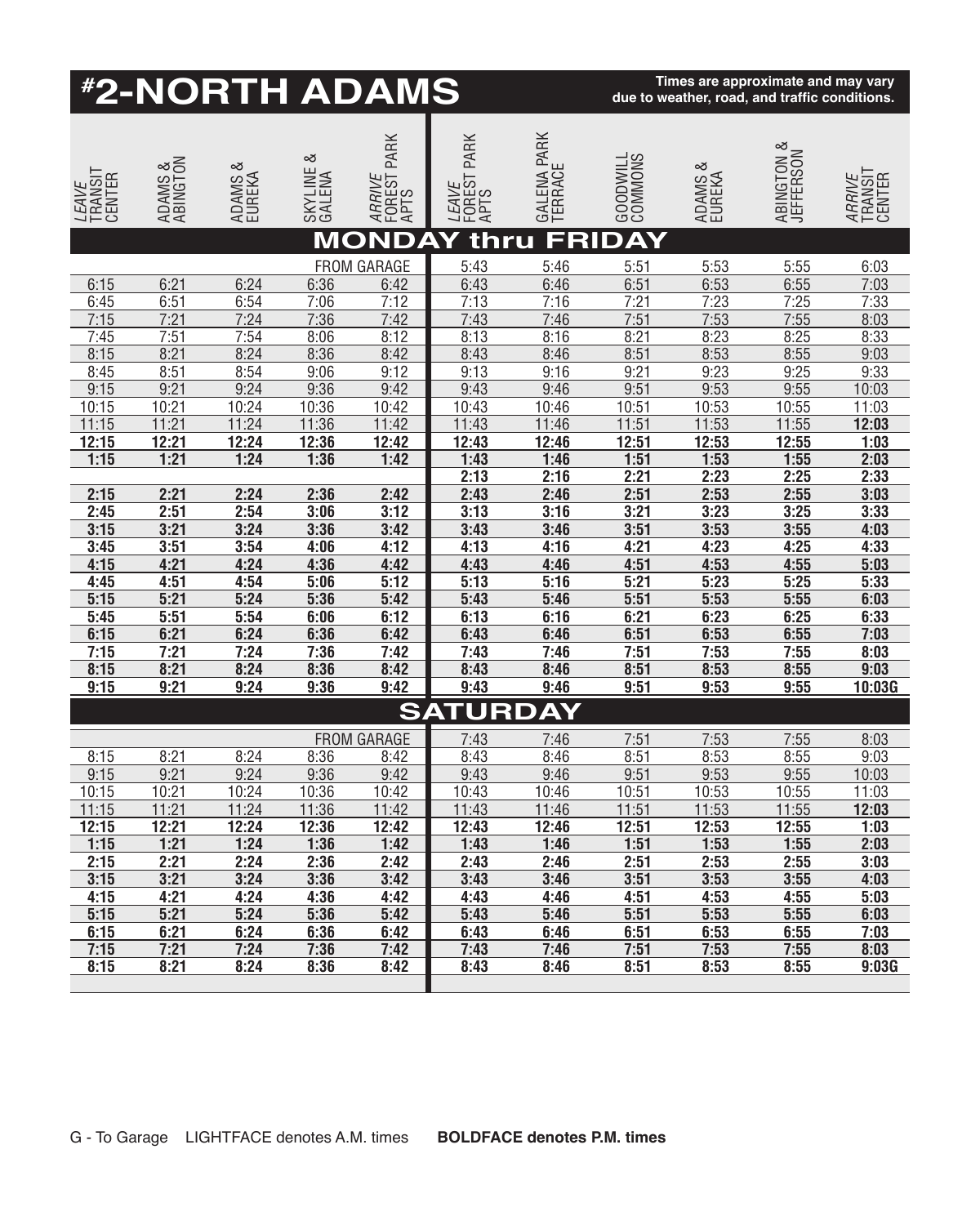# #2-NORTH ADAMS

**Times are approximate and may vary due to weather, road, and traffic conditions.**

| *LEAVE* TRANSIT CENTER | ADAMS & ABINGTON | ADAMS & EUREKA | SKYLINE & GALENA | *ARRIVE* FOREST PARK APTS | *LEAVE* FOREST PARK APTS | GALENA PARK TERRACE | GOODWILL COMMONS | ADAMS & EUREKA | ABINGTON & JEFFERSON | *ARRIVE* TRANSIT CENTER |
|---|---|---|---|---|---|---|---|---|---|---|
| **MONDAY thru FRIDAY** | | | | | | | | | | |
| | | | FROM GARAGE | | 5:43 | 5:46 | 5:51 | 5:53 | 5:55 | 6:03 |
| 6:15 | 6:21 | 6:24 | 6:36 | 6:42 | 6:43 | 6:46 | 6:51 | 6:53 | 6:55 | 7:03 |
| 6:45 | 6:51 | 6:54 | 7:06 | 7:12 | 7:13 | 7:16 | 7:21 | 7:23 | 7:25 | 7:33 |
| 7:15 | 7:21 | 7:24 | 7:36 | 7:42 | 7:43 | 7:46 | 7:51 | 7:53 | 7:55 | 8:03 |
| 7:45 | 7:51 | 7:54 | 8:06 | 8:12 | 8:13 | 8:16 | 8:21 | 8:23 | 8:25 | 8:33 |
| 8:15 | 8:21 | 8:24 | 8:36 | 8:42 | 8:43 | 8:46 | 8:51 | 8:53 | 8:55 | 9:03 |
| 8:45 | 8:51 | 8:54 | 9:06 | 9:12 | 9:13 | 9:16 | 9:21 | 9:23 | 9:25 | 9:33 |
| 9:15 | 9:21 | 9:24 | 9:36 | 9:42 | 9:43 | 9:46 | 9:51 | 9:53 | 9:55 | 10:03 |
| 10:15 | 10:21 | 10:24 | 10:36 | 10:42 | 10:43 | 10:46 | 10:51 | 10:53 | 10:55 | 11:03 |
| 11:15 | 11:21 | 11:24 | 11:36 | 11:42 | 11:43 | 11:46 | 11:51 | 11:53 | 11:55 | **12:03** |
| **12:15** | **12:21** | **12:24** | **12:36** | **12:42** | **12:43** | **12:46** | **12:51** | **12:53** | **12:55** | **1:03** |
| **1:15** | **1:21** | **1:24** | **1:36** | **1:42** | **1:43** | **1:46** | **1:51** | **1:53** | **1:55** | **2:03** |
| | | | | | **2:13** | **2:16** | **2:21** | **2:23** | **2:25** | **2:33** |
| **2:15** | **2:21** | **2:24** | **2:36** | **2:42** | **2:43** | **2:46** | **2:51** | **2:53** | **2:55** | **3:03** |
| **2:45** | **2:51** | **2:54** | **3:06** | **3:12** | **3:13** | **3:16** | **3:21** | **3:23** | **3:25** | **3:33** |
| **3:15** | **3:21** | **3:24** | **3:36** | **3:42** | **3:43** | **3:46** | **3:51** | **3:53** | **3:55** | **4:03** |
| **3:45** | **3:51** | **3:54** | **4:06** | **4:12** | **4:13** | **4:16** | **4:21** | **4:23** | **4:25** | **4:33** |
| **4:15** | **4:21** | **4:24** | **4:36** | **4:42** | **4:43** | **4:46** | **4:51** | **4:53** | **4:55** | **5:03** |
| **4:45** | **4:51** | **4:54** | **5:06** | **5:12** | **5:13** | **5:16** | **5:21** | **5:23** | **5:25** | **5:33** |
| **5:15** | **5:21** | **5:24** | **5:36** | **5:42** | **5:43** | **5:46** | **5:51** | **5:53** | **5:55** | **6:03** |
| **5:45** | **5:51** | **5:54** | **6:06** | **6:12** | **6:13** | **6:16** | **6:21** | **6:23** | **6:25** | **6:33** |
| **6:15** | **6:21** | **6:24** | **6:36** | **6:42** | **6:43** | **6:46** | **6:51** | **6:53** | **6:55** | **7:03** |
| **7:15** | **7:21** | **7:24** | **7:36** | **7:42** | **7:43** | **7:46** | **7:51** | **7:53** | **7:55** | **8:03** |
| **8:15** | **8:21** | **8:24** | **8:36** | **8:42** | **8:43** | **8:46** | **8:51** | **8:53** | **8:55** | **9:03** |
| **9:15** | **9:21** | **9:24** | **9:36** | **9:42** | **9:43** | **9:46** | **9:51** | **9:53** | **9:55** | **10:03G** |
| **SATURDAY** | | | | | | | | | | |
| | | | FROM GARAGE | | 7:43 | 7:46 | 7:51 | 7:53 | 7:55 | 8:03 |
| 8:15 | 8:21 | 8:24 | 8:36 | 8:42 | 8:43 | 8:46 | 8:51 | 8:53 | 8:55 | 9:03 |
| 9:15 | 9:21 | 9:24 | 9:36 | 9:42 | 9:43 | 9:46 | 9:51 | 9:53 | 9:55 | 10:03 |
| 10:15 | 10:21 | 10:24 | 10:36 | 10:42 | 10:43 | 10:46 | 10:51 | 10:53 | 10:55 | 11:03 |
| 11:15 | 11:21 | 11:24 | 11:36 | 11:42 | 11:43 | 11:46 | 11:51 | 11:53 | 11:55 | **12:03** |
| **12:15** | **12:21** | **12:24** | **12:36** | **12:42** | **12:43** | **12:46** | **12:51** | **12:53** | **12:55** | **1:03** |
| **1:15** | **1:21** | **1:24** | **1:36** | **1:42** | **1:43** | **1:46** | **1:51** | **1:53** | **1:55** | **2:03** |
| **2:15** | **2:21** | **2:24** | **2:36** | **2:42** | **2:43** | **2:46** | **2:51** | **2:53** | **2:55** | **3:03** |
| **3:15** | **3:21** | **3:24** | **3:36** | **3:42** | **3:43** | **3:46** | **3:51** | **3:53** | **3:55** | **4:03** |
| **4:15** | **4:21** | **4:24** | **4:36** | **4:42** | **4:43** | **4:46** | **4:51** | **4:53** | **4:55** | **5:03** |
| **5:15** | **5:21** | **5:24** | **5:36** | **5:42** | **5:43** | **5:46** | **5:51** | **5:53** | **5:55** | **6:03** |
| **6:15** | **6:21** | **6:24** | **6:36** | **6:42** | **6:43** | **6:46** | **6:51** | **6:53** | **6:55** | **7:03** |
| **7:15** | **7:21** | **7:24** | **7:36** | **7:42** | **7:43** | **7:46** | **7:51** | **7:53** | **7:55** | **8:03** |
| **8:15** | **8:21** | **8:24** | **8:36** | **8:42** | **8:43** | **8:46** | **8:51** | **8:53** | **8:55** | **9:03G** |

G - To Garage LIGHTFACE denotes A.M. times **BOLDFACE denotes P.M. times**